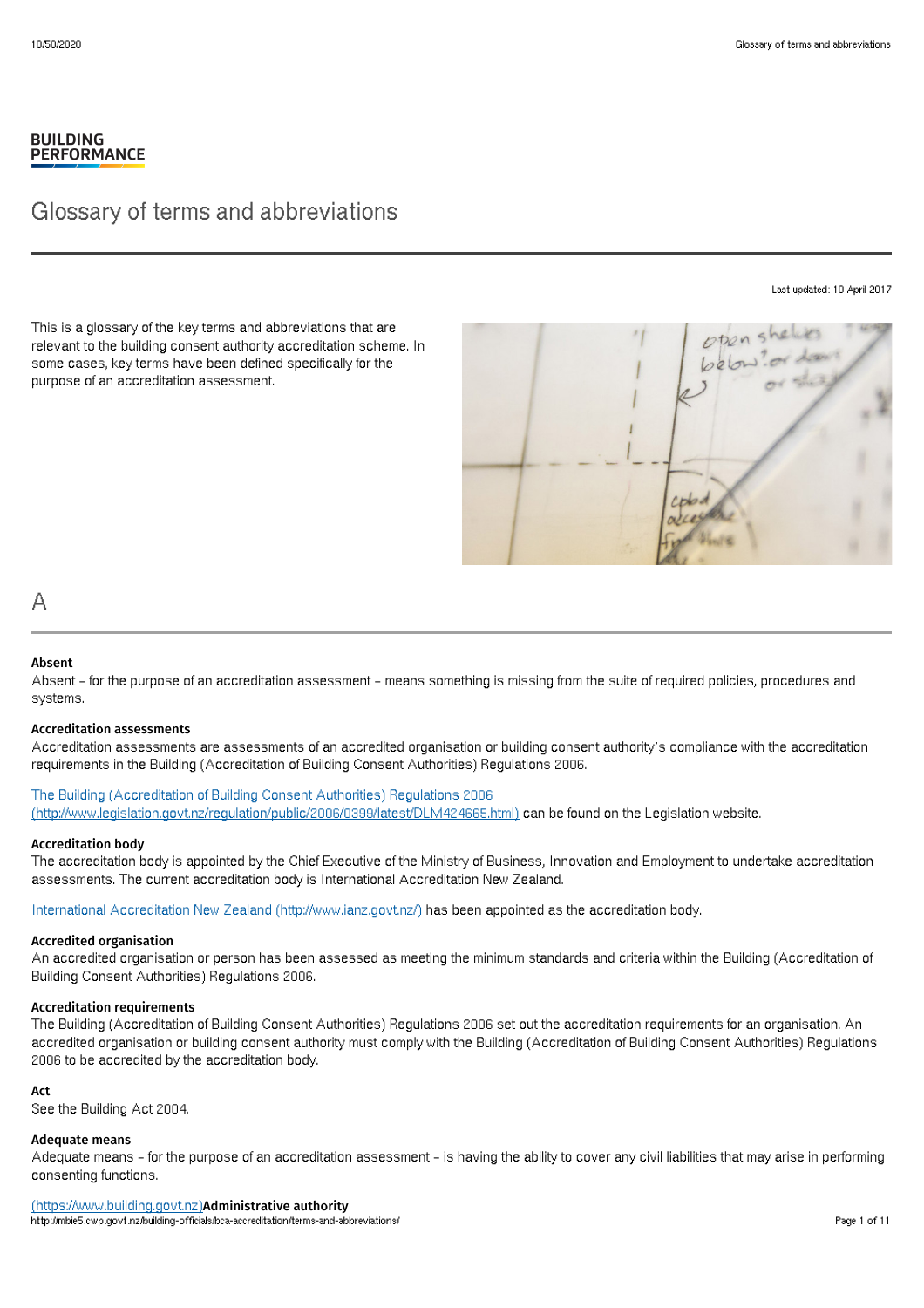BUILDING PERFORMANCE

# Glossary of terms and abbreviations

Last updated: 10 April 2017

This is a glossary of the key terms and abbreviations that are relevant to the building consent authority accreditation scheme. In some cases, key terms have been defined specifically for the purpose of an accreditation assessment.

## A

**Absent**

Absent – for the purpose of an accreditation assessment – means something is missing from the suite of required policies, procedures and systems.

**Accreditation assessments**

Accreditation assessments are assessments of an accredited organisation or building consent authority's compliance with the accreditation requirements in the Building (Accreditation of Building Consent Authorities) Regulations 2006.

The Building (Accreditation of Building Consent Authorities) Regulations 2006 (http://www.legislation.govt.nz/regulation/public/2006/0399/latest/DLM424665.html) can be found on the Legislation website.

**Accreditation body**

The accreditation body is appointed by the Chief Executive of the Ministry of Business, Innovation and Employment to undertake accreditation assessments. The current accreditation body is International Accreditation New Zealand.

International Accreditation New Zealand (http://www.ianz.govt.nz/) has been appointed as the accreditation body.

**Accredited organisation**

An accredited organisation or person has been assessed as meeting the minimum standards and criteria within the Building (Accreditation of Building Consent Authorities) Regulations 2006.

**Accreditation requirements**

The Building (Accreditation of Building Consent Authorities) Regulations 2006 set out the accreditation requirements for an organisation. An accredited organisation or building consent authority must comply with the Building (Accreditation of Building Consent Authorities) Regulations 2006 to be accredited by the accreditation body.

**Act**

See the Building Act 2004.

**Adequate means**

Adequate means – for the purpose of an accreditation assessment – is having the ability to cover any civil liabilities that may arise in performing consenting functions.

(https://www.building.govt.nz)**Administrative authority**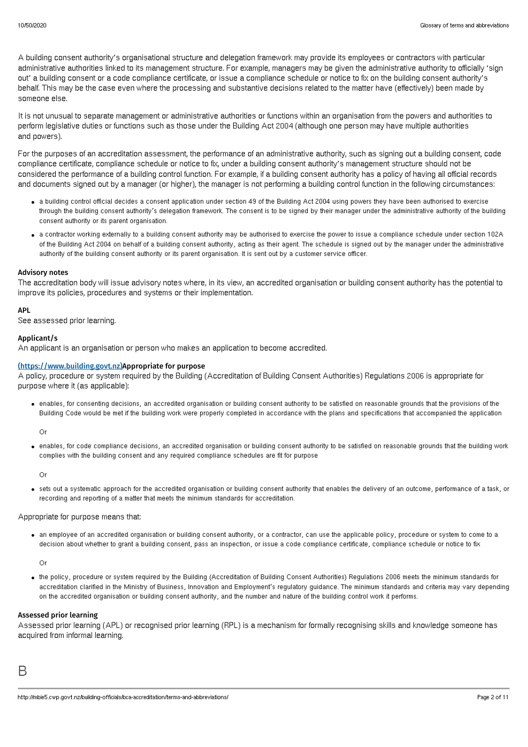A building consent authority's organisational structure and delegation framework may provide its employees or contractors with particular administrative authorities linked to its management structure. For example, managers may be given the administrative authority to officially 'sign out' a building consent or a code compliance certificate, or issue a compliance schedule or notice to fix on the building consent authority's behalf. This may be the case even where the processing and substantive decisions related to the matter have (effectively) been made by someone else.

It is not unusual to separate management or administrative authorities or functions within an organisation from the powers and authorities to perform legislative duties or functions such as those under the Building Act 2004 (although one person may have multiple authorities and powers).

For the purposes of an accreditation assessment, the performance of an administrative authority, such as signing out a building consent, code compliance certificate, compliance schedule or notice to fix, under a building consent authority's management structure should not be considered the performance of a building control function. For example, if a building consent authority has a policy of having all official records and documents signed out by a manager (or higher), the manager is not performing a building control function in the following circumstances:

- a building control official decides a consent application under section 49 of the Building Act 2004 using powers they have been authorised to exercise through the building consent authority's delegation framework. The consent is to be signed by their manager under the administrative authority of the building consent authority or its parent organisation.
- a contractor working externally to a building consent authority may be authorised to exercise the power to issue a compliance schedule under section 102A of the Building Act 2004 on behalf of a building consent authority, acting as their agent. The schedule is signed out by the manager under the administrative authority of the building consent authority or its parent organisation. It is sent out by a customer service officer.

**Advisory notes**
The accreditation body will issue advisory notes where, in its view, an accredited organisation or building consent authority has the potential to improve its policies, procedures and systems or their implementation.

**APL**
See assessed prior learning.

**Applicant/s**
An applicant is an organisation or person who makes an application to become accredited.

(https://www.building.govt.nz)**Appropriate for purpose**
A policy, procedure or system required by the Building (Accreditation of Building Consent Authorities) Regulations 2006 is appropriate for purpose where it (as applicable):

- enables, for consenting decisions, an accredited organisation or building consent authority to be satisfied on reasonable grounds that the provisions of the Building Code would be met if the building work were properly completed in accordance with the plans and specifications that accompanied the application

  Or

- enables, for code compliance decisions, an accredited organisation or building consent authority to be satisfied on reasonable grounds that the building work complies with the building consent and any required compliance schedules are fit for purpose

  Or

- sets out a systematic approach for the accredited organisation or building consent authority that enables the delivery of an outcome, performance of a task, or recording and reporting of a matter that meets the minimum standards for accreditation.

Appropriate for purpose means that:

- an employee of an accredited organisation or building consent authority, or a contractor, can use the applicable policy, procedure or system to come to a decision about whether to grant a building consent, pass an inspection, or issue a code compliance certificate, compliance schedule or notice to fix

  Or

- the policy, procedure or system required by the Building (Accreditation of Building Consent Authorities) Regulations 2006 meets the minimum standards for accreditation clarified in the Ministry of Business, Innovation and Employment's regulatory guidance. The minimum standards and criteria may vary depending on the accredited organisation or building consent authority, and the number and nature of the building control work it performs.

**Assessed prior learning**
Assessed prior learning (APL) or recognised prior learning (RPL) is a mechanism for formally recognising skills and knowledge someone has acquired from informal learning.

# B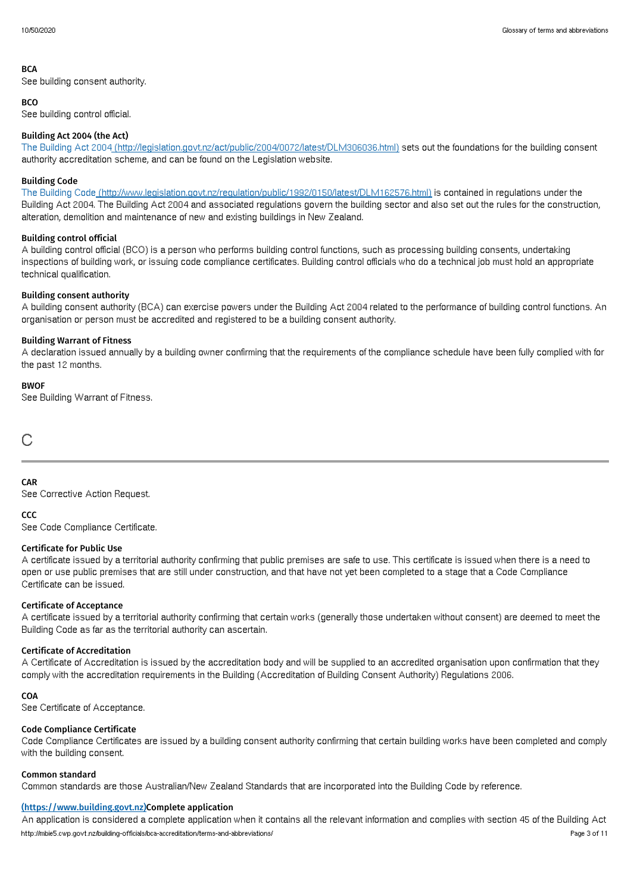**BCA**
See building consent authority.

**BCO**
See building control official.

**Building Act 2004 (the Act)**
The Building Act 2004 (http://legislation.govt.nz/act/public/2004/0072/latest/DLM306036.html) sets out the foundations for the building consent authority accreditation scheme, and can be found on the Legislation website.

**Building Code**
The Building Code (http://www.legislation.govt.nz/regulation/public/1992/0150/latest/DLM162576.html) is contained in regulations under the Building Act 2004. The Building Act 2004 and associated regulations govern the building sector and also set out the rules for the construction, alteration, demolition and maintenance of new and existing buildings in New Zealand.

**Building control official**
A building control official (BCO) is a person who performs building control functions, such as processing building consents, undertaking inspections of building work, or issuing code compliance certificates. Building control officials who do a technical job must hold an appropriate technical qualification.

**Building consent authority**
A building consent authority (BCA) can exercise powers under the Building Act 2004 related to the performance of building control functions. An organisation or person must be accredited and registered to be a building consent authority.

**Building Warrant of Fitness**
A declaration issued annually by a building owner confirming that the requirements of the compliance schedule have been fully complied with for the past 12 months.

**BWOF**
See Building Warrant of Fitness.

# C

**CAR**
See Corrective Action Request.

**CCC**
See Code Compliance Certificate.

**Certificate for Public Use**
A certificate issued by a territorial authority confirming that public premises are safe to use. This certificate is issued when there is a need to open or use public premises that are still under construction, and that have not yet been completed to a stage that a Code Compliance Certificate can be issued.

**Certificate of Acceptance**
A certificate issued by a territorial authority confirming that certain works (generally those undertaken without consent) are deemed to meet the Building Code as far as the territorial authority can ascertain.

**Certificate of Accreditation**
A Certificate of Accreditation is issued by the accreditation body and will be supplied to an accredited organisation upon confirmation that they comply with the accreditation requirements in the Building (Accreditation of Building Consent Authority) Regulations 2006.

**COA**
See Certificate of Acceptance.

**Code Compliance Certificate**
Code Compliance Certificates are issued by a building consent authority confirming that certain building works have been completed and comply with the building consent.

**Common standard**
Common standards are those Australian/New Zealand Standards that are incorporated into the Building Code by reference.

(https://www.building.govt.nz)**Complete application**
An application is considered a complete application when it contains all the relevant information and complies with section 45 of the Building Act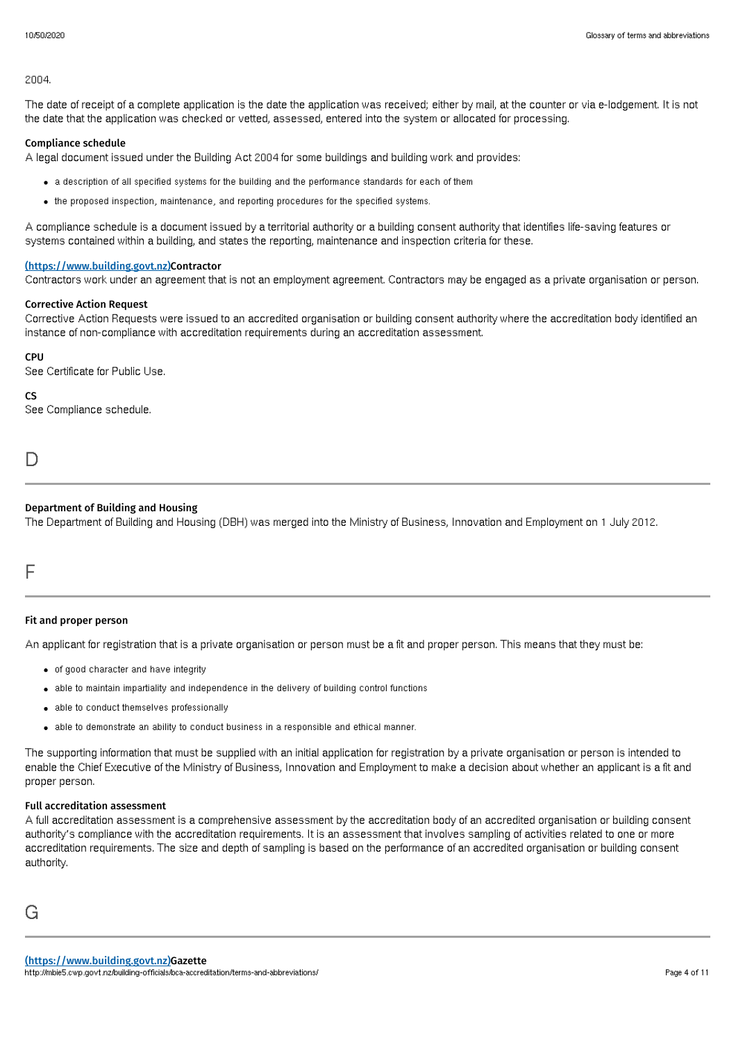2004.

The date of receipt of a complete application is the date the application was received; either by mail, at the counter or via e-lodgement. It is not the date that the application was checked or vetted, assessed, entered into the system or allocated for processing.

**Compliance schedule**
A legal document issued under the Building Act 2004 for some buildings and building work and provides:

- a description of all specified systems for the building and the performance standards for each of them
- the proposed inspection, maintenance, and reporting procedures for the specified systems.

A compliance schedule is a document issued by a territorial authority or a building consent authority that identifies life-saving features or systems contained within a building, and states the reporting, maintenance and inspection criteria for these.

**(https://www.building.govt.nz)Contractor**
Contractors work under an agreement that is not an employment agreement. Contractors may be engaged as a private organisation or person.

**Corrective Action Request**
Corrective Action Requests were issued to an accredited organisation or building consent authority where the accreditation body identified an instance of non-compliance with accreditation requirements during an accreditation assessment.

**CPU**
See Certificate for Public Use.

**CS**
See Compliance schedule.

## D

**Department of Building and Housing**
The Department of Building and Housing (DBH) was merged into the Ministry of Business, Innovation and Employment on 1 July 2012.

## F

**Fit and proper person**

An applicant for registration that is a private organisation or person must be a fit and proper person. This means that they must be:

- of good character and have integrity
- able to maintain impartiality and independence in the delivery of building control functions
- able to conduct themselves professionally
- able to demonstrate an ability to conduct business in a responsible and ethical manner.

The supporting information that must be supplied with an initial application for registration by a private organisation or person is intended to enable the Chief Executive of the Ministry of Business, Innovation and Employment to make a decision about whether an applicant is a fit and proper person.

**Full accreditation assessment**
A full accreditation assessment is a comprehensive assessment by the accreditation body of an accredited organisation or building consent authority's compliance with the accreditation requirements. It is an assessment that involves sampling of activities related to one or more accreditation requirements. The size and depth of sampling is based on the performance of an accredited organisation or building consent authority.

## G

**(https://www.building.govt.nz)Gazette**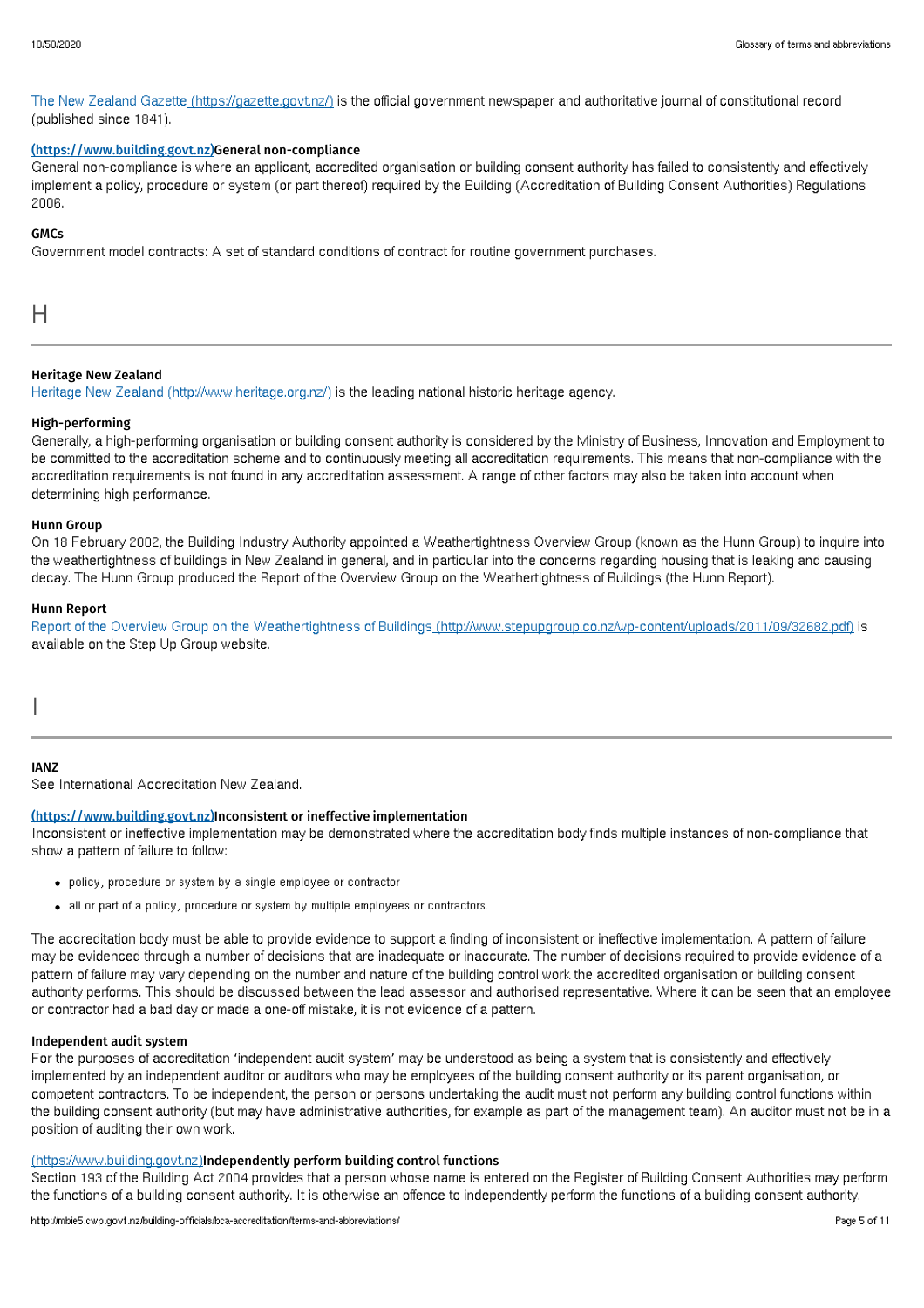The New Zealand Gazette (https://gazette.govt.nz/) is the official government newspaper and authoritative journal of constitutional record (published since 1841).

### (https://www.building.govt.nz)General non-compliance

General non-compliance is where an applicant, accredited organisation or building consent authority has failed to consistently and effectively implement a policy, procedure or system (or part thereof) required by the Building (Accreditation of Building Consent Authorities) Regulations 2006.

### GMCs

Government model contracts: A set of standard conditions of contract for routine government purchases.

## H

### Heritage New Zealand

Heritage New Zealand (http://www.heritage.org.nz/) is the leading national historic heritage agency.

### High-performing

Generally, a high-performing organisation or building consent authority is considered by the Ministry of Business, Innovation and Employment to be committed to the accreditation scheme and to continuously meeting all accreditation requirements. This means that non-compliance with the accreditation requirements is not found in any accreditation assessment. A range of other factors may also be taken into account when determining high performance.

### Hunn Group

On 18 February 2002, the Building Industry Authority appointed a Weathertightness Overview Group (known as the Hunn Group) to inquire into the weathertightness of buildings in New Zealand in general, and in particular into the concerns regarding housing that is leaking and causing decay. The Hunn Group produced the Report of the Overview Group on the Weathertightness of Buildings (the Hunn Report).

### Hunn Report

Report of the Overview Group on the Weathertightness of Buildings (http://www.stepupgroup.co.nz/wp-content/uploads/2011/09/32682.pdf) is available on the Step Up Group website.

## I

### IANZ

See International Accreditation New Zealand.

### (https://www.building.govt.nz)Inconsistent or ineffective implementation

Inconsistent or ineffective implementation may be demonstrated where the accreditation body finds multiple instances of non-compliance that show a pattern of failure to follow:

- policy, procedure or system by a single employee or contractor
- all or part of a policy, procedure or system by multiple employees or contractors.

The accreditation body must be able to provide evidence to support a finding of inconsistent or ineffective implementation. A pattern of failure may be evidenced through a number of decisions that are inadequate or inaccurate. The number of decisions required to provide evidence of a pattern of failure may vary depending on the number and nature of the building control work the accredited organisation or building consent authority performs. This should be discussed between the lead assessor and authorised representative. Where it can be seen that an employee or contractor had a bad day or made a one-off mistake, it is not evidence of a pattern.

### Independent audit system

For the purposes of accreditation 'independent audit system' may be understood as being a system that is consistently and effectively implemented by an independent auditor or auditors who may be employees of the building consent authority or its parent organisation, or competent contractors. To be independent, the person or persons undertaking the audit must not perform any building control functions within the building consent authority (but may have administrative authorities, for example as part of the management team). An auditor must not be in a position of auditing their own work.

### (https://www.building.govt.nz)Independently perform building control functions

Section 193 of the Building Act 2004 provides that a person whose name is entered on the Register of Building Consent Authorities may perform the functions of a building consent authority. It is otherwise an offence to independently perform the functions of a building consent authority.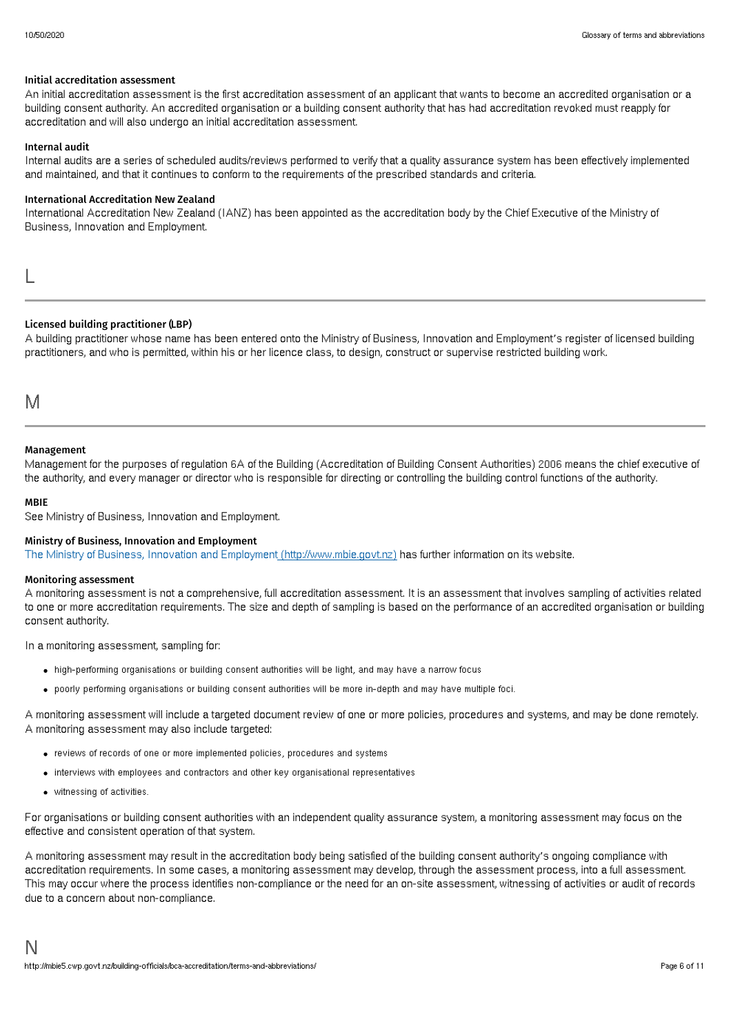### Initial accreditation assessment

An initial accreditation assessment is the first accreditation assessment of an applicant that wants to become an accredited organisation or a building consent authority. An accredited organisation or a building consent authority that has had accreditation revoked must reapply for accreditation and will also undergo an initial accreditation assessment.

### Internal audit

Internal audits are a series of scheduled audits/reviews performed to verify that a quality assurance system has been effectively implemented and maintained, and that it continues to conform to the requirements of the prescribed standards and criteria.

### International Accreditation New Zealand

International Accreditation New Zealand (IANZ) has been appointed as the accreditation body by the Chief Executive of the Ministry of Business, Innovation and Employment.

## L

### Licensed building practitioner (LBP)

A building practitioner whose name has been entered onto the Ministry of Business, Innovation and Employment's register of licensed building practitioners, and who is permitted, within his or her licence class, to design, construct or supervise restricted building work.

## M

### Management

Management for the purposes of regulation 6A of the Building (Accreditation of Building Consent Authorities) 2006 means the chief executive of the authority, and every manager or director who is responsible for directing or controlling the building control functions of the authority.

### MBIE

See Ministry of Business, Innovation and Employment.

### Ministry of Business, Innovation and Employment

[The Ministry of Business, Innovation and Employment (http://www.mbie.govt.nz)](http://www.mbie.govt.nz) has further information on its website.

### Monitoring assessment

A monitoring assessment is not a comprehensive, full accreditation assessment. It is an assessment that involves sampling of activities related to one or more accreditation requirements. The size and depth of sampling is based on the performance of an accredited organisation or building consent authority.

In a monitoring assessment, sampling for:

- high-performing organisations or building consent authorities will be light, and may have a narrow focus
- poorly performing organisations or building consent authorities will be more in-depth and may have multiple foci.

A monitoring assessment will include a targeted document review of one or more policies, procedures and systems, and may be done remotely. A monitoring assessment may also include targeted:

- reviews of records of one or more implemented policies, procedures and systems
- interviews with employees and contractors and other key organisational representatives
- witnessing of activities.

For organisations or building consent authorities with an independent quality assurance system, a monitoring assessment may focus on the effective and consistent operation of that system.

A monitoring assessment may result in the accreditation body being satisfied of the building consent authority's ongoing compliance with accreditation requirements. In some cases, a monitoring assessment may develop, through the assessment process, into a full assessment. This may occur where the process identifies non-compliance or the need for an on-site assessment, witnessing of activities or audit of records due to a concern about non-compliance.

## N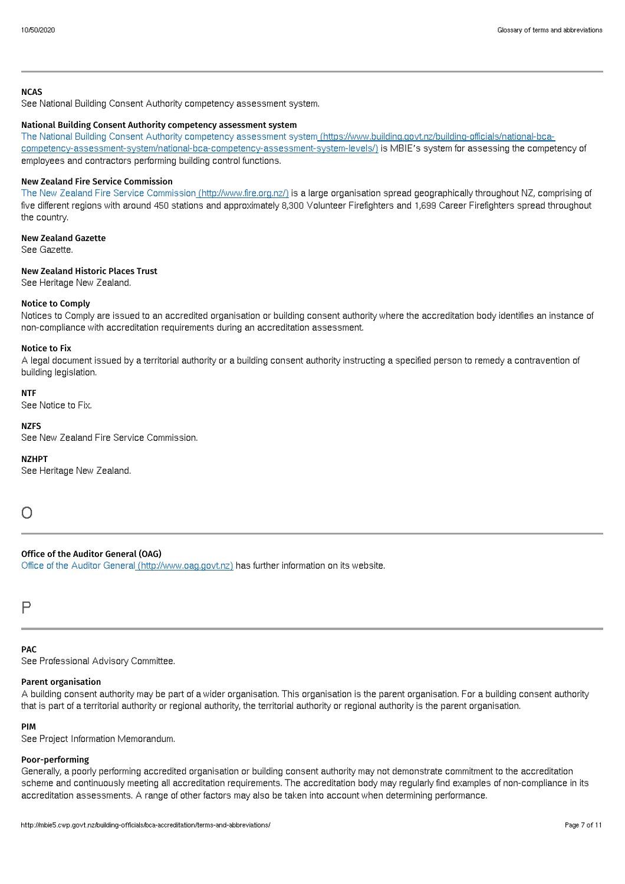**NCAS**

See National Building Consent Authority competency assessment system.

**National Building Consent Authority competency assessment system**

The National Building Consent Authority competency assessment system (https://www.building.govt.nz/building-officials/national-bca-competency-assessment-system/national-bca-competency-assessment-system-levels/) is MBIE's system for assessing the competency of employees and contractors performing building control functions.

**New Zealand Fire Service Commission**

The New Zealand Fire Service Commission (http://www.fire.org.nz/) is a large organisation spread geographically throughout NZ, comprising of five different regions with around 450 stations and approximately 8,300 Volunteer Firefighters and 1,699 Career Firefighters spread throughout the country.

**New Zealand Gazette**

See Gazette.

**New Zealand Historic Places Trust**

See Heritage New Zealand.

**Notice to Comply**

Notices to Comply are issued to an accredited organisation or building consent authority where the accreditation body identifies an instance of non-compliance with accreditation requirements during an accreditation assessment.

**Notice to Fix**

A legal document issued by a territorial authority or a building consent authority instructing a specified person to remedy a contravention of building legislation.

**NTF**

See Notice to Fix.

**NZFS**

See New Zealand Fire Service Commission.

**NZHPT**

See Heritage New Zealand.

# O

**Office of the Auditor General (OAG)**

Office of the Auditor General (http://www.oag.govt.nz) has further information on its website.

# P

**PAC**

See Professional Advisory Committee.

**Parent organisation**

A building consent authority may be part of a wider organisation. This organisation is the parent organisation. For a building consent authority that is part of a territorial authority or regional authority, the territorial authority or regional authority is the parent organisation.

**PIM**

See Project Information Memorandum.

**Poor-performing**

Generally, a poorly performing accredited organisation or building consent authority may not demonstrate commitment to the accreditation scheme and continuously meeting all accreditation requirements. The accreditation body may regularly find examples of non-compliance in its accreditation assessments. A range of other factors may also be taken into account when determining performance.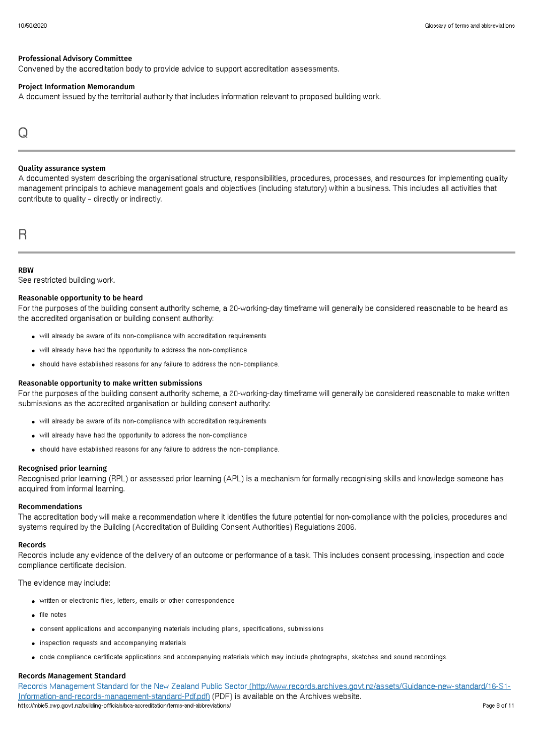### Professional Advisory Committee

Convened by the accreditation body to provide advice to support accreditation assessments.

### Project Information Memorandum

A document issued by the territorial authority that includes information relevant to proposed building work.

## Q

### Quality assurance system

A documented system describing the organisational structure, responsibilities, procedures, processes, and resources for implementing quality management principals to achieve management goals and objectives (including statutory) within a business. This includes all activities that contribute to quality – directly or indirectly.

## R

### RBW

See restricted building work.

### Reasonable opportunity to be heard

For the purposes of the building consent authority scheme, a 20-working-day timeframe will generally be considered reasonable to be heard as the accredited organisation or building consent authority:

- will already be aware of its non-compliance with accreditation requirements
- will already have had the opportunity to address the non-compliance
- should have established reasons for any failure to address the non-compliance.

### Reasonable opportunity to make written submissions

For the purposes of the building consent authority scheme, a 20-working-day timeframe will generally be considered reasonable to make written submissions as the accredited organisation or building consent authority:

- will already be aware of its non-compliance with accreditation requirements
- will already have had the opportunity to address the non-compliance
- should have established reasons for any failure to address the non-compliance.

### Recognised prior learning

Recognised prior learning (RPL) or assessed prior learning (APL) is a mechanism for formally recognising skills and knowledge someone has acquired from informal learning.

### Recommendations

The accreditation body will make a recommendation where it identifies the future potential for non-compliance with the policies, procedures and systems required by the Building (Accreditation of Building Consent Authorities) Regulations 2006.

### Records

Records include any evidence of the delivery of an outcome or performance of a task. This includes consent processing, inspection and code compliance certificate decision.

The evidence may include:

- written or electronic files, letters, emails or other correspondence
- file notes
- consent applications and accompanying materials including plans, specifications, submissions
- inspection requests and accompanying materials
- code compliance certificate applications and accompanying materials which may include photographs, sketches and sound recordings.

### Records Management Standard

[Records Management Standard for the New Zealand Public Sector (http://www.records.archives.govt.nz/assets/Guidance-new-standard/16-S1-Information-and-records-management-standard-Pdf.pdf)](http://www.records.archives.govt.nz/assets/Guidance-new-standard/16-S1-Information-and-records-management-standard-Pdf.pdf) (PDF) is available on the Archives website.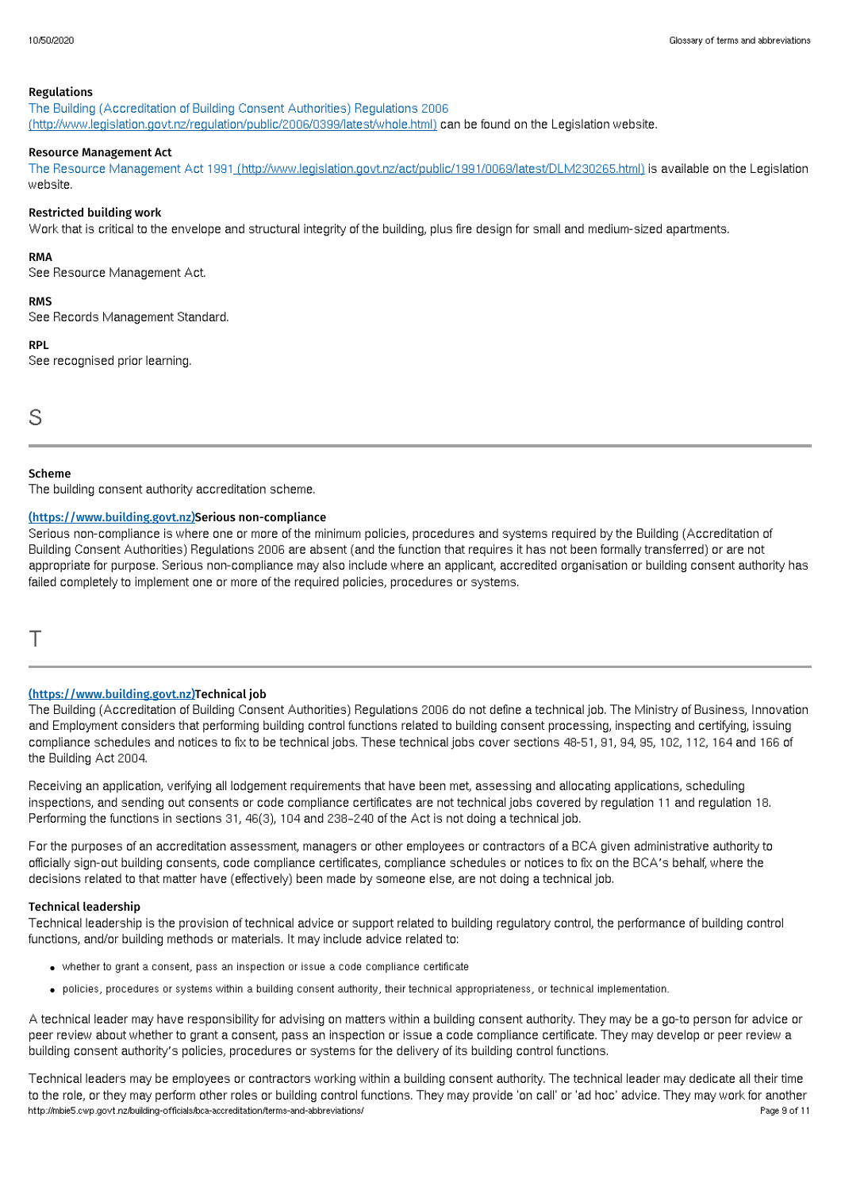### Regulations

[The Building (Accreditation of Building Consent Authorities) Regulations 2006 (http://www.legislation.govt.nz/regulation/public/2006/0399/latest/whole.html)](http://www.legislation.govt.nz/regulation/public/2006/0399/latest/whole.html) can be found on the Legislation website.

### Resource Management Act

[The Resource Management Act 1991 (http://www.legislation.govt.nz/act/public/1991/0069/latest/DLM230265.html)](http://www.legislation.govt.nz/act/public/1991/0069/latest/DLM230265.html) is available on the Legislation website.

### Restricted building work

Work that is critical to the envelope and structural integrity of the building, plus fire design for small and medium-sized apartments.

### RMA

See Resource Management Act.

### RMS

See Records Management Standard.

### RPL

See recognised prior learning.

## S

### Scheme

The building consent authority accreditation scheme.

### [(https://www.building.govt.nz)](https://www.building.govt.nz)Serious non-compliance

Serious non-compliance is where one or more of the minimum policies, procedures and systems required by the Building (Accreditation of Building Consent Authorities) Regulations 2006 are absent (and the function that requires it has not been formally transferred) or are not appropriate for purpose. Serious non-compliance may also include where an applicant, accredited organisation or building consent authority has failed completely to implement one or more of the required policies, procedures or systems.

## T

### [(https://www.building.govt.nz)](https://www.building.govt.nz)Technical job

The Building (Accreditation of Building Consent Authorities) Regulations 2006 do not define a technical job. The Ministry of Business, Innovation and Employment considers that performing building control functions related to building consent processing, inspecting and certifying, issuing compliance schedules and notices to fix to be technical jobs. These technical jobs cover sections 48-51, 91, 94, 95, 102, 112, 164 and 166 of the Building Act 2004.

Receiving an application, verifying all lodgement requirements that have been met, assessing and allocating applications, scheduling inspections, and sending out consents or code compliance certificates are not technical jobs covered by regulation 11 and regulation 18. Performing the functions in sections 31, 46(3), 104 and 238–240 of the Act is not doing a technical job.

For the purposes of an accreditation assessment, managers or other employees or contractors of a BCA given administrative authority to officially sign-out building consents, code compliance certificates, compliance schedules or notices to fix on the BCA's behalf, where the decisions related to that matter have (effectively) been made by someone else, are not doing a technical job.

### Technical leadership

Technical leadership is the provision of technical advice or support related to building regulatory control, the performance of building control functions, and/or building methods or materials. It may include advice related to:

- whether to grant a consent, pass an inspection or issue a code compliance certificate
- policies, procedures or systems within a building consent authority, their technical appropriateness, or technical implementation.

A technical leader may have responsibility for advising on matters within a building consent authority. They may be a go-to person for advice or peer review about whether to grant a consent, pass an inspection or issue a code compliance certificate. They may develop or peer review a building consent authority's policies, procedures or systems for the delivery of its building control functions.

Technical leaders may be employees or contractors working within a building consent authority. The technical leader may dedicate all their time to the role, or they may perform other roles or building control functions. They may provide 'on call' or 'ad hoc' advice. They may work for another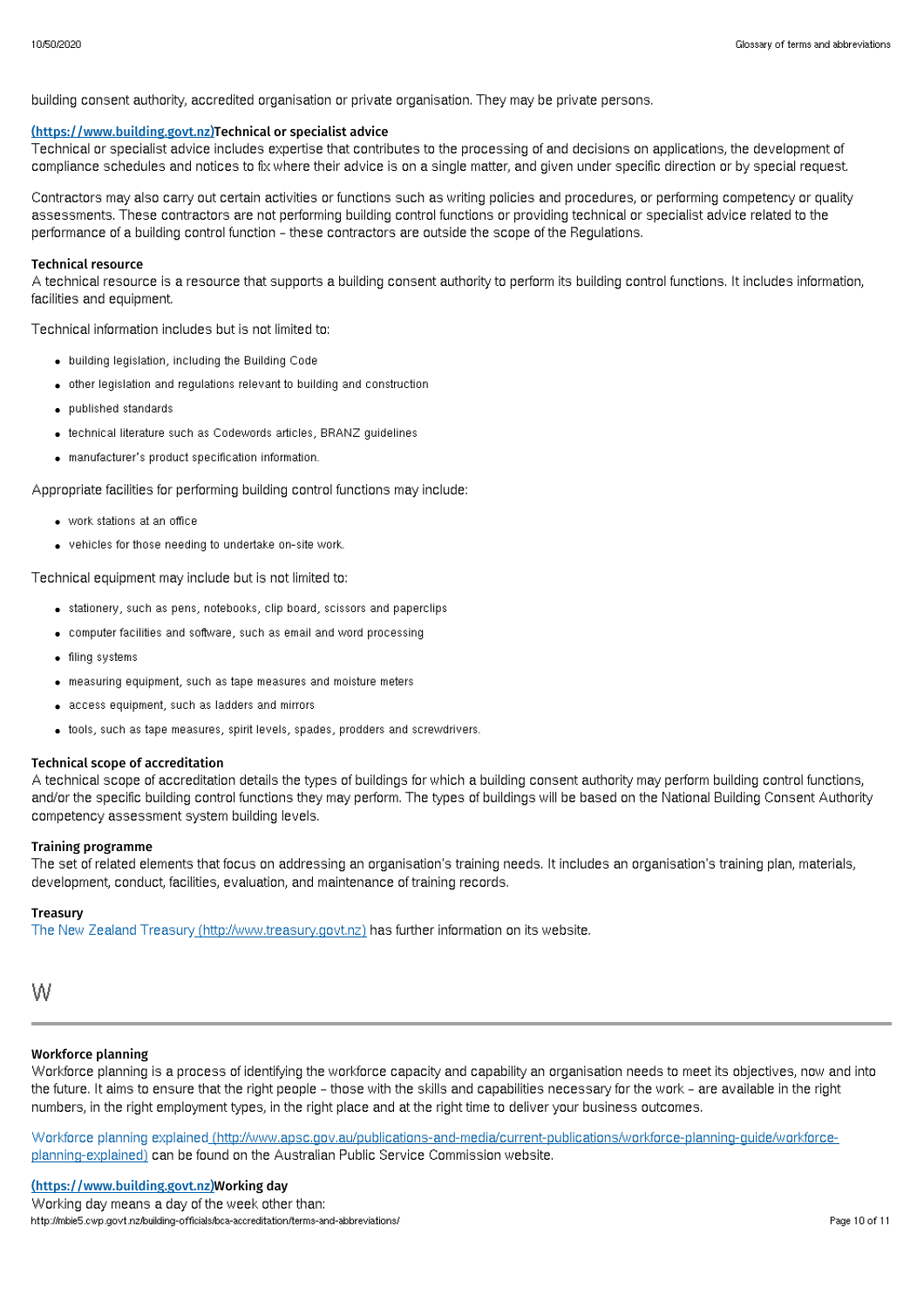building consent authority, accredited organisation or private organisation. They may be private persons.

### [(https://www.building.govt.nz)](https://www.building.govt.nz)Technical or specialist advice

Technical or specialist advice includes expertise that contributes to the processing of and decisions on applications, the development of compliance schedules and notices to fix where their advice is on a single matter, and given under specific direction or by special request.

Contractors may also carry out certain activities or functions such as writing policies and procedures, or performing competency or quality assessments. These contractors are not performing building control functions or providing technical or specialist advice related to the performance of a building control function – these contractors are outside the scope of the Regulations.

### Technical resource

A technical resource is a resource that supports a building consent authority to perform its building control functions. It includes information, facilities and equipment.

Technical information includes but is not limited to:

- building legislation, including the Building Code
- other legislation and regulations relevant to building and construction
- published standards
- technical literature such as Codewords articles, BRANZ guidelines
- manufacturer's product specification information.

Appropriate facilities for performing building control functions may include:

- work stations at an office
- vehicles for those needing to undertake on-site work.

Technical equipment may include but is not limited to:

- stationery, such as pens, notebooks, clip board, scissors and paperclips
- computer facilities and software, such as email and word processing
- filing systems
- measuring equipment, such as tape measures and moisture meters
- access equipment, such as ladders and mirrors
- tools, such as tape measures, spirit levels, spades, prodders and screwdrivers.

### Technical scope of accreditation

A technical scope of accreditation details the types of buildings for which a building consent authority may perform building control functions, and/or the specific building control functions they may perform. The types of buildings will be based on the National Building Consent Authority competency assessment system building levels.

### Training programme

The set of related elements that focus on addressing an organisation's training needs. It includes an organisation's training plan, materials, development, conduct, facilities, evaluation, and maintenance of training records.

### Treasury

The New Zealand Treasury [(http://www.treasury.govt.nz)](http://www.treasury.govt.nz) has further information on its website.

## W

### Workforce planning

Workforce planning is a process of identifying the workforce capacity and capability an organisation needs to meet its objectives, now and into the future. It aims to ensure that the right people – those with the skills and capabilities necessary for the work – are available in the right numbers, in the right employment types, in the right place and at the right time to deliver your business outcomes.

Workforce planning explained [(http://www.apsc.gov.au/publications-and-media/current-publications/workforce-planning-guide/workforce-planning-explained)](http://www.apsc.gov.au/publications-and-media/current-publications/workforce-planning-guide/workforce-planning-explained) can be found on the Australian Public Service Commission website.

### [(https://www.building.govt.nz)](https://www.building.govt.nz)Working day

Working day means a day of the week other than: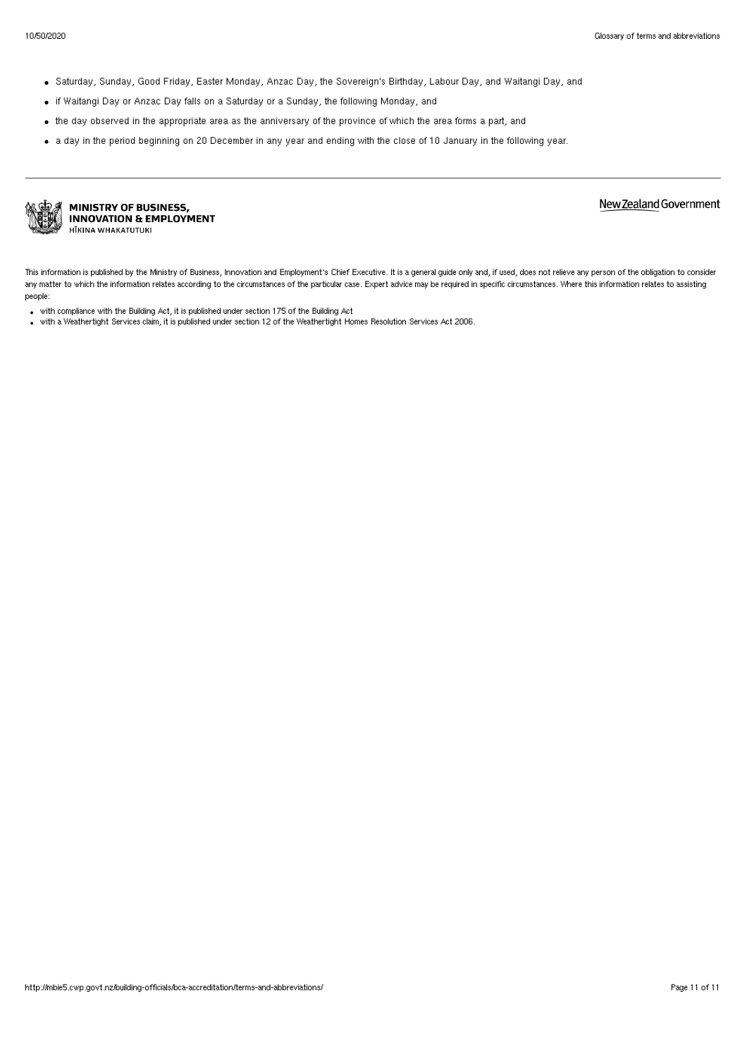- Saturday, Sunday, Good Friday, Easter Monday, Anzac Day, the Sovereign's Birthday, Labour Day, and Waitangi Day, and
- if Waitangi Day or Anzac Day falls on a Saturday or a Sunday, the following Monday, and
- the day observed in the appropriate area as the anniversary of the province of which the area forms a part, and
- a day in the period beginning on 20 December in any year and ending with the close of 10 January in the following year.

---

**MINISTRY OF BUSINESS, INNOVATION & EMPLOYMENT**
HĪKINA WHAKATUTUKI

New Zealand Government

This information is published by the Ministry of Business, Innovation and Employment's Chief Executive. It is a general guide only and, if used, does not relieve any person of the obligation to consider any matter to which the information relates according to the circumstances of the particular case. Expert advice may be required in specific circumstances. Where this information relates to assisting people:

- with compliance with the Building Act, it is published under section 175 of the Building Act
- with a Weathertight Services claim, it is published under section 12 of the Weathertight Homes Resolution Services Act 2006.